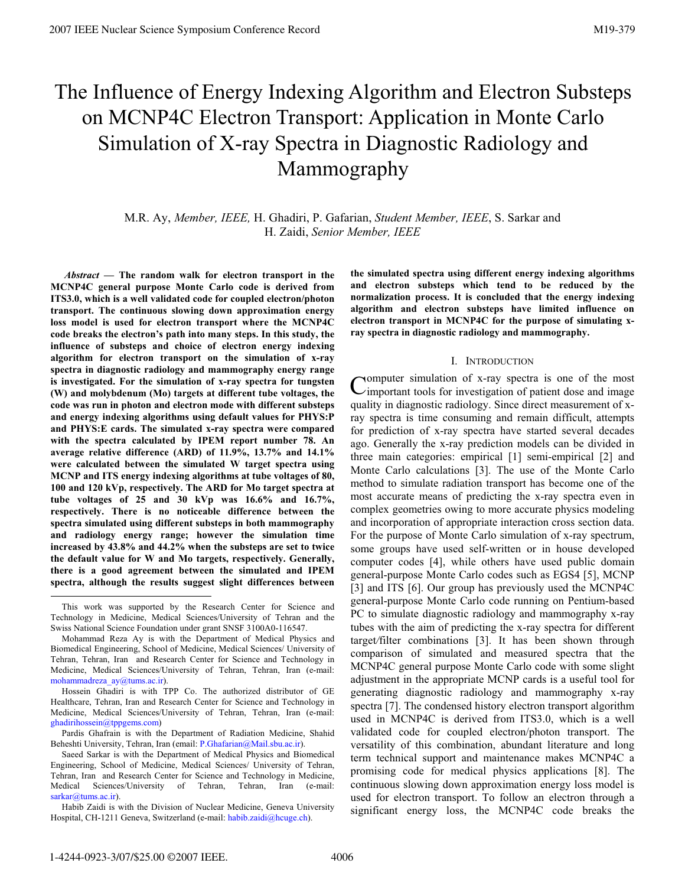# The Influence of Energy Indexing Algorithm and Electron Substeps on MCNP4C Electron Transport: Application in Monte Carlo Simulation of X-ray Spectra in Diagnostic Radiology and Mammography

M.R. Ay, *Member, IEEE,* H. Ghadiri, P. Gafarian, *Student Member, IEEE*, S. Sarkar and H. Zaidi, *Senior Member, IEEE*

***Abstract* — The random walk for electron transport in the MCNP4C general purpose Monte Carlo code is derived from ITS3.0, which is a well validated code for coupled electron/photon transport. The continuous slowing down approximation energy loss model is used for electron transport where the MCNP4C code breaks the electron's path into many steps. In this study, the influence of substeps and choice of electron energy indexing algorithm for electron transport on the simulation of x-ray spectra in diagnostic radiology and mammography energy range is investigated. For the simulation of x-ray spectra for tungsten (W) and molybdenum (Mo) targets at different tube voltages, the code was run in photon and electron mode with different substeps and energy indexing algorithms using default values for PHYS:P and PHYS:E cards. The simulated x-ray spectra were compared with the spectra calculated by IPEM report number 78. An average relative difference (ARD) of 11.9%, 13.7% and 14.1% were calculated between the simulated W target spectra using MCNP and ITS energy indexing algorithms at tube voltages of 80, 100 and 120 kVp, respectively. The ARD for Mo target spectra at tube voltages of 25 and 30 kVp was 16.6% and 16.7%, respectively. There is no noticeable difference between the spectra simulated using different substeps in both mammography and radiology energy range; however the simulation time increased by 43.8% and 44.2% when the substeps are set to twice the default value for W and Mo targets, respectively. Generally, there is a good agreement between the simulated and IPEM spectra, although the results suggest slight differences between the simulated spectra using different energy indexing algorithms and electron substeps which tend to be reduced by the normalization process. It is concluded that the energy indexing algorithm and electron substeps have limited influence on electron transport in MCNP4C for the purpose of simulating x-ray spectra in diagnostic radiology and mammography.**

## I. Introduction

Computer simulation of x-ray spectra is one of the most important tools for investigation of patient dose and image quality in diagnostic radiology. Since direct measurement of x-ray spectra is time consuming and remain difficult, attempts for prediction of x-ray spectra have started several decades ago. Generally the x-ray prediction models can be divided in three main categories: empirical [1] semi-empirical [2] and Monte Carlo calculations [3]. The use of the Monte Carlo method to simulate radiation transport has become one of the most accurate means of predicting the x-ray spectra even in complex geometries owing to more accurate physics modeling and incorporation of appropriate interaction cross section data. For the purpose of Monte Carlo simulation of x-ray spectrum, some groups have used self-written or in house developed computer codes [4], while others have used public domain general-purpose Monte Carlo codes such as EGS4 [5], MCNP [3] and ITS [6]. Our group has previously used the MCNP4C general-purpose Monte Carlo code running on Pentium-based PC to simulate diagnostic radiology and mammography x-ray tubes with the aim of predicting the x-ray spectra for different target/filter combinations [3]. It has been shown through comparison of simulated and measured spectra that the MCNP4C general purpose Monte Carlo code with some slight adjustment in the appropriate MCNP cards is a useful tool for generating diagnostic radiology and mammography x-ray spectra [7]. The condensed history electron transport algorithm used in MCNP4C is derived from ITS3.0, which is a well validated code for coupled electron/photon transport. The versatility of this combination, abundant literature and long term technical support and maintenance makes MCNP4C a promising code for medical physics applications [8]. The continuous slowing down approximation energy loss model is used for electron transport. To follow an electron through a significant energy loss, the MCNP4C code breaks the

---

This work was supported by the Research Center for Science and Technology in Medicine, Medical Sciences/University of Tehran and the Swiss National Science Foundation under grant SNSF 3100A0-116547.

Mohammad Reza Ay is with the Department of Medical Physics and Biomedical Engineering, School of Medicine, Medical Sciences/ University of Tehran, Tehran, Iran and Research Center for Science and Technology in Medicine, Medical Sciences/University of Tehran, Tehran, Iran (e-mail: mohammadreza_ay@tums.ac.ir).

Hossein Ghadiri is with TPP Co. The authorized distributor of GE Healthcare, Tehran, Iran and Research Center for Science and Technology in Medicine, Medical Sciences/University of Tehran, Tehran, Iran (e-mail: ghadirihossein@tppgems.com)

Pardis Ghafrain is with the Department of Radiation Medicine, Shahid Beheshti University, Tehran, Iran (email: P.Ghafarian@Mail.sbu.ac.ir).

Saeed Sarkar is with the Department of Medical Physics and Biomedical Engineering, School of Medicine, Medical Sciences/ University of Tehran, Tehran, Iran and Research Center for Science and Technology in Medicine, Medical Sciences/University of Tehran, Tehran, Iran (e-mail: sarkar@tums.ac.ir).

Habib Zaidi is with the Division of Nuclear Medicine, Geneva University Hospital, CH-1211 Geneva, Switzerland (e-mail: habib.zaidi@hcuge.ch).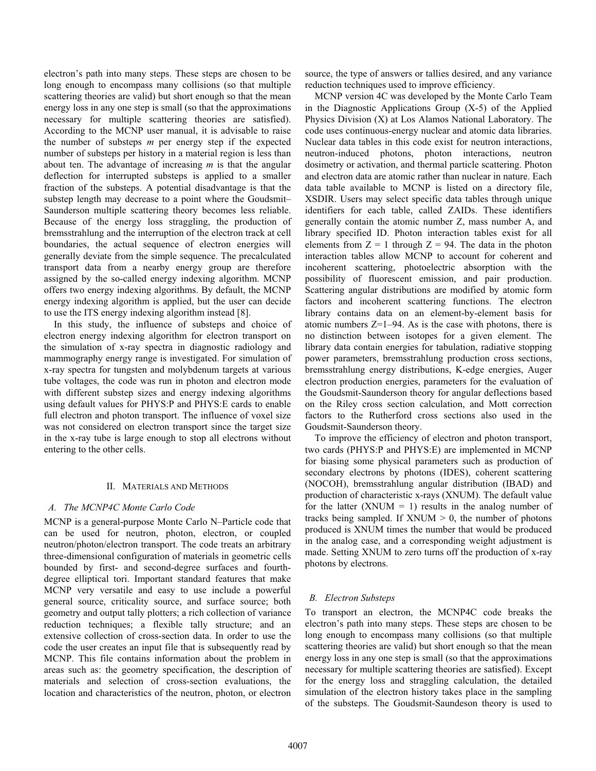electron's path into many steps. These steps are chosen to be long enough to encompass many collisions (so that multiple scattering theories are valid) but short enough so that the mean energy loss in any one step is small (so that the approximations necessary for multiple scattering theories are satisfied). According to the MCNP user manual, it is advisable to raise the number of substeps *m* per energy step if the expected number of substeps per history in a material region is less than about ten. The advantage of increasing *m* is that the angular deflection for interrupted substeps is applied to a smaller fraction of the substeps. A potential disadvantage is that the substep length may decrease to a point where the Goudsmit–Saunderson multiple scattering theory becomes less reliable. Because of the energy loss straggling, the production of bremsstrahlung and the interruption of the electron track at cell boundaries, the actual sequence of electron energies will generally deviate from the simple sequence. The precalculated transport data from a nearby energy group are therefore assigned by the so-called energy indexing algorithm. MCNP offers two energy indexing algorithms. By default, the MCNP energy indexing algorithm is applied, but the user can decide to use the ITS energy indexing algorithm instead [8].

In this study, the influence of substeps and choice of electron energy indexing algorithm for electron transport on the simulation of x-ray spectra in diagnostic radiology and mammography energy range is investigated. For simulation of x-ray spectra for tungsten and molybdenum targets at various tube voltages, the code was run in photon and electron mode with different substep sizes and energy indexing algorithms using default values for PHYS:P and PHYS:E cards to enable full electron and photon transport. The influence of voxel size was not considered on electron transport since the target size in the x-ray tube is large enough to stop all electrons without entering to the other cells.

## II. Materials and Methods

### A. The MCNP4C Monte Carlo Code

MCNP is a general-purpose Monte Carlo N–Particle code that can be used for neutron, photon, electron, or coupled neutron/photon/electron transport. The code treats an arbitrary three-dimensional configuration of materials in geometric cells bounded by first- and second-degree surfaces and fourth-degree elliptical tori. Important standard features that make MCNP very versatile and easy to use include a powerful general source, criticality source, and surface source; both geometry and output tally plotters; a rich collection of variance reduction techniques; a flexible tally structure; and an extensive collection of cross-section data. In order to use the code the user creates an input file that is subsequently read by MCNP. This file contains information about the problem in areas such as: the geometry specification, the description of materials and selection of cross-section evaluations, the location and characteristics of the neutron, photon, or electron source, the type of answers or tallies desired, and any variance reduction techniques used to improve efficiency.

MCNP version 4C was developed by the Monte Carlo Team in the Diagnostic Applications Group (X-5) of the Applied Physics Division (X) at Los Alamos National Laboratory. The code uses continuous-energy nuclear and atomic data libraries. Nuclear data tables in this code exist for neutron interactions, neutron-induced photons, photon interactions, neutron dosimetry or activation, and thermal particle scattering. Photon and electron data are atomic rather than nuclear in nature. Each data table available to MCNP is listed on a directory file, XSDIR. Users may select specific data tables through unique identifiers for each table, called ZAIDs. These identifiers generally contain the atomic number Z, mass number A, and library specified ID. Photon interaction tables exist for all elements from Z = 1 through Z = 94. The data in the photon interaction tables allow MCNP to account for coherent and incoherent scattering, photoelectric absorption with the possibility of fluorescent emission, and pair production. Scattering angular distributions are modified by atomic form factors and incoherent scattering functions. The electron library contains data on an element-by-element basis for atomic numbers Z=1–94. As is the case with photons, there is no distinction between isotopes for a given element. The library data contain energies for tabulation, radiative stopping power parameters, bremsstrahlung production cross sections, bremsstrahlung energy distributions, K-edge energies, Auger electron production energies, parameters for the evaluation of the Goudsmit-Saunderson theory for angular deflections based on the Riley cross section calculation, and Mott correction factors to the Rutherford cross sections also used in the Goudsmit-Saunderson theory.

To improve the efficiency of electron and photon transport, two cards (PHYS:P and PHYS:E) are implemented in MCNP for biasing some physical parameters such as production of secondary electrons by photons (IDES), coherent scattering (NOCOH), bremsstrahlung angular distribution (IBAD) and production of characteristic x-rays (XNUM). The default value for the latter (XNUM = 1) results in the analog number of tracks being sampled. If XNUM > 0, the number of photons produced is XNUM times the number that would be produced in the analog case, and a corresponding weight adjustment is made. Setting XNUM to zero turns off the production of x-ray photons by electrons.

### B. Electron Substeps

To transport an electron, the MCNP4C code breaks the electron's path into many steps. These steps are chosen to be long enough to encompass many collisions (so that multiple scattering theories are valid) but short enough so that the mean energy loss in any one step is small (so that the approximations necessary for multiple scattering theories are satisfied). Except for the energy loss and straggling calculation, the detailed simulation of the electron history takes place in the sampling of the substeps. The Goudsmit-Saundeson theory is used to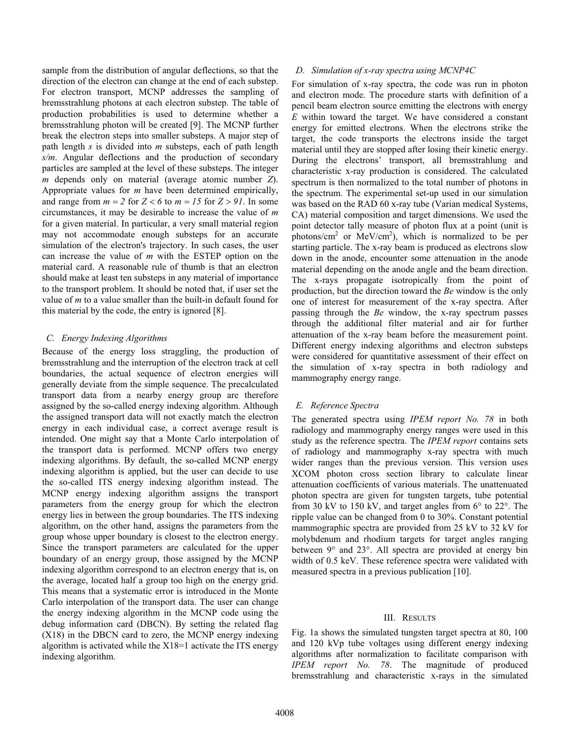sample from the distribution of angular deflections, so that the direction of the electron can change at the end of each substep. For electron transport, MCNP addresses the sampling of bremsstrahlung photons at each electron substep. The table of production probabilities is used to determine whether a bremsstrahlung photon will be created [9]. The MCNP further break the electron steps into smaller substeps. A major step of path length *s* is divided into *m* substeps, each of path length *s/m*. Angular deflections and the production of secondary particles are sampled at the level of these substeps. The integer *m* depends only on material (average atomic number *Z*). Appropriate values for *m* have been determined empirically, and range from $m = 2$ for $Z < 6$ to $m = 15$ for $Z > 91$. In some circumstances, it may be desirable to increase the value of *m* for a given material. In particular, a very small material region may not accommodate enough substeps for an accurate simulation of the electron's trajectory. In such cases, the user can increase the value of *m* with the ESTEP option on the material card. A reasonable rule of thumb is that an electron should make at least ten substeps in any material of importance to the transport problem. It should be noted that, if user set the value of *m* to a value smaller than the built-in default found for this material by the code, the entry is ignored [8].

### *C. Energy Indexing Algorithms*

Because of the energy loss straggling, the production of bremsstrahlung and the interruption of the electron track at cell boundaries, the actual sequence of electron energies will generally deviate from the simple sequence. The precalculated transport data from a nearby energy group are therefore assigned by the so-called energy indexing algorithm. Although the assigned transport data will not exactly match the electron energy in each individual case, a correct average result is intended. One might say that a Monte Carlo interpolation of the transport data is performed. MCNP offers two energy indexing algorithms. By default, the so-called MCNP energy indexing algorithm is applied, but the user can decide to use the so-called ITS energy indexing algorithm instead. The MCNP energy indexing algorithm assigns the transport parameters from the energy group for which the electron energy lies in between the group boundaries. The ITS indexing algorithm, on the other hand, assigns the parameters from the group whose upper boundary is closest to the electron energy. Since the transport parameters are calculated for the upper boundary of an energy group, those assigned by the MCNP indexing algorithm correspond to an electron energy that is, on the average, located half a group too high on the energy grid. This means that a systematic error is introduced in the Monte Carlo interpolation of the transport data. The user can change the energy indexing algorithm in the MCNP code using the debug information card (DBCN). By setting the related flag (X18) in the DBCN card to zero, the MCNP energy indexing algorithm is activated while the X18=1 activate the ITS energy indexing algorithm.

### *D. Simulation of x-ray spectra using MCNP4C*

For simulation of x-ray spectra, the code was run in photon and electron mode. The procedure starts with definition of a pencil beam electron source emitting the electrons with energy *E* within toward the target. We have considered a constant energy for emitted electrons. When the electrons strike the target, the code transports the electrons inside the target material until they are stopped after losing their kinetic energy. During the electrons' transport, all bremsstrahlung and characteristic x-ray production is considered. The calculated spectrum is then normalized to the total number of photons in the spectrum. The experimental set-up used in our simulation was based on the RAD 60 x-ray tube (Varian medical Systems, CA) material composition and target dimensions. We used the point detector tally measure of photon flux at a point (unit is photons/cm$^2$ or MeV/cm$^2$), which is normalized to be per starting particle. The x-ray beam is produced as electrons slow down in the anode, encounter some attenuation in the anode material depending on the anode angle and the beam direction. The x-rays propagate isotropically from the point of production, but the direction toward the *Be* window is the only one of interest for measurement of the x-ray spectra. After passing through the *Be* window, the x-ray spectrum passes through the additional filter material and air for further attenuation of the x-ray beam before the measurement point. Different energy indexing algorithms and electron substeps were considered for quantitative assessment of their effect on the simulation of x-ray spectra in both radiology and mammography energy range.

### *E. Reference Spectra*

The generated spectra using *IPEM report No. 78* in both radiology and mammography energy ranges were used in this study as the reference spectra. The *IPEM report* contains sets of radiology and mammography x-ray spectra with much wider ranges than the previous version. This version uses XCOM photon cross section library to calculate linear attenuation coefficients of various materials. The unattenuated photon spectra are given for tungsten targets, tube potential from 30 kV to 150 kV, and target angles from 6° to 22°. The ripple value can be changed from 0 to 30%. Constant potential mammographic spectra are provided from 25 kV to 32 kV for molybdenum and rhodium targets for target angles ranging between 9° and 23°. All spectra are provided at energy bin width of 0.5 keV. These reference spectra were validated with measured spectra in a previous publication [10].

## III. Results

Fig. 1a shows the simulated tungsten target spectra at 80, 100 and 120 kVp tube voltages using different energy indexing algorithms after normalization to facilitate comparison with *IPEM report No. 78*. The magnitude of produced bremsstrahlung and characteristic x-rays in the simulated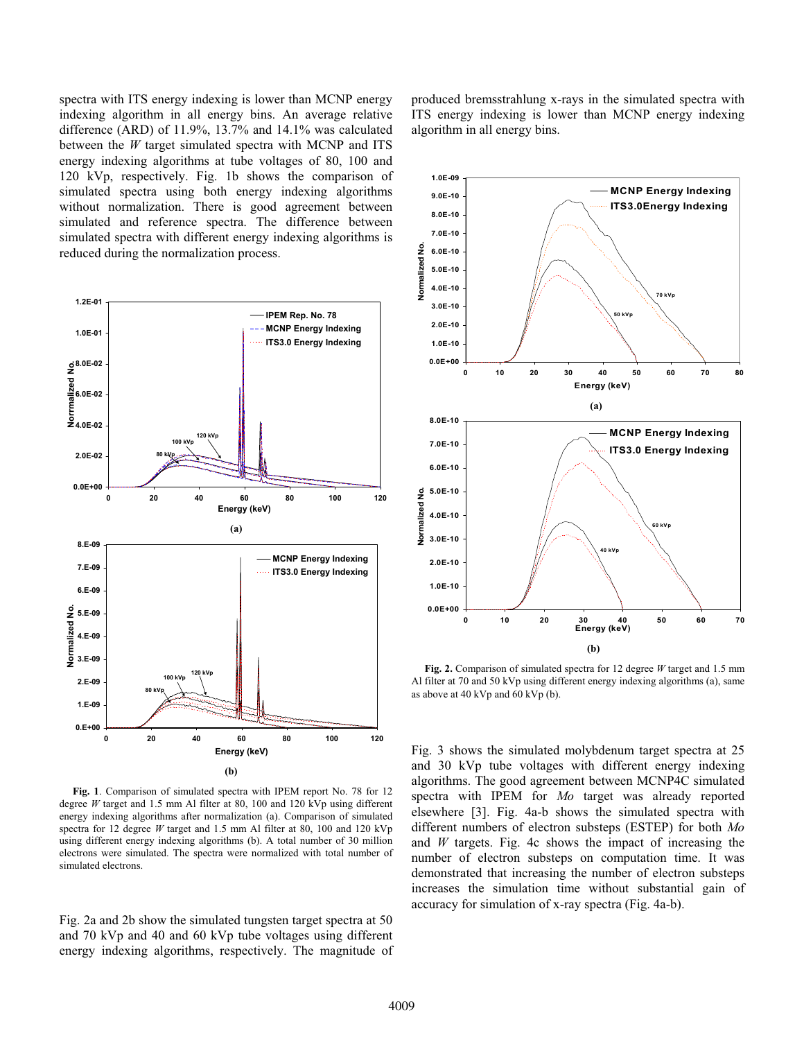spectra with ITS energy indexing is lower than MCNP energy indexing algorithm in all energy bins. An average relative difference (ARD) of 11.9%, 13.7% and 14.1% was calculated between the *W* target simulated spectra with MCNP and ITS energy indexing algorithms of 80, 100 and 120 kVp, respectively. Fig. 1b shows the comparison of simulated spectra using both energy indexing algorithms without normalization. There is good agreement between simulated and reference spectra. The difference between simulated spectra with different energy indexing algorithms is reduced during the normalization process.

**Fig. 1**. Comparison of simulated spectra with IPEM report No. 78 for 12 degree *W* target and 1.5 mm Al filter at 80, 100 and 120 kVp using different energy indexing algorithms after normalization (a). Comparison of simulated spectra for 12 degree *W* target and 1.5 mm Al filter at 80, 100 and 120 kVp using different energy indexing algorithms (b). A total number of 30 million electrons were simulated. The spectra were normalized with total number of simulated electrons.

Fig. 2a and 2b show the simulated tungsten target spectra at 50 and 70 kVp and 40 and 60 kVp tube voltages using different energy indexing algorithms, respectively. The magnitude of produced bremsstrahlung x-rays in the simulated spectra with ITS energy indexing is lower than MCNP energy indexing algorithm in all energy bins.

**Fig. 2.** Comparison of simulated spectra for 12 degree *W* target and 1.5 mm Al filter at 70 and 50 kVp using different energy indexing algorithms (a), same as above at 40 kVp and 60 kVp (b).

Fig. 3 shows the simulated molybdenum target spectra at 25 and 30 kVp tube voltages with different energy indexing algorithms. The good agreement between MCNP4C simulated spectra with IPEM for *Mo* target was already reported elsewhere [3]. Fig. 4a-b shows the simulated spectra with different numbers of electron substeps (ESTEP) for both *Mo* and *W* targets. Fig. 4c shows the impact of increasing the number of electron substeps on computation time. It was demonstrated that increasing the number of electron substeps increases the simulation time without substantial gain of accuracy for simulation of x-ray spectra (Fig. 4a-b).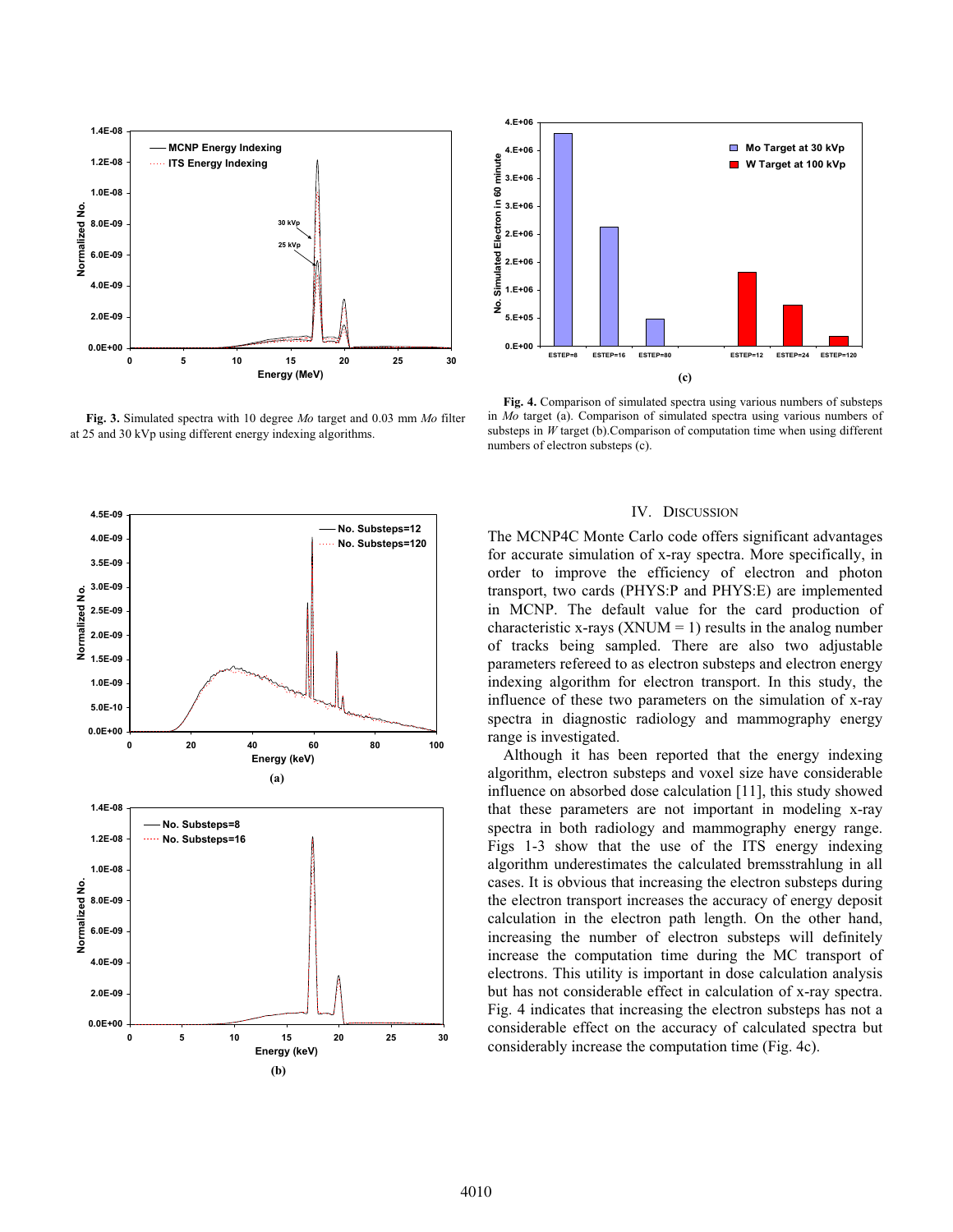**Fig. 3.** Simulated spectra with 10 degree *Mo* target and 0.03 mm *Mo* filter at 25 and 30 kVp using different energy indexing algorithms.

**Fig. 4.** Comparison of simulated spectra using various numbers of substeps in *Mo* target (a). Comparison of simulated spectra using various numbers of substeps in *W* target (b). Comparison of computation time when using different numbers of electron substeps (c).

## IV. Discussion

The MCNP4C Monte Carlo code offers significant advantages for accurate simulation of x-ray spectra. More specifically, in order to improve the efficiency of electron and photon transport, two cards (PHYS:P and PHYS:E) are implemented in MCNP. The default value for the card production of characteristic x-rays (XNUM = 1) results in the analog number of tracks being sampled. There are also two adjustable parameters refereed to as electron substeps and electron energy indexing algorithm for electron transport. In this study, the influence of these two parameters on the simulation of x-ray spectra in diagnostic radiology and mammography energy range is investigated.

Although it has been reported that the energy indexing algorithm, electron substeps and voxel size have considerable influence on absorbed dose calculation [11], this study showed that these parameters are not important in modeling x-ray spectra in both radiology and mammography energy range. Figs 1-3 show that the use of the ITS energy indexing algorithm underestimates the calculated bremsstrahlung in all cases. It is obvious that increasing the electron substeps during the electron transport increases the accuracy of energy deposit calculation in the electron path length. On the other hand, increasing the number of electron substeps will definitely increase the computation time during the MC transport of electrons. This utility is important in dose calculation analysis but has not considerable effect in calculation of x-ray spectra. Fig. 4 indicates that increasing the electron substeps has not a considerable effect on the accuracy of calculated spectra but considerably increase the computation time (Fig. 4c).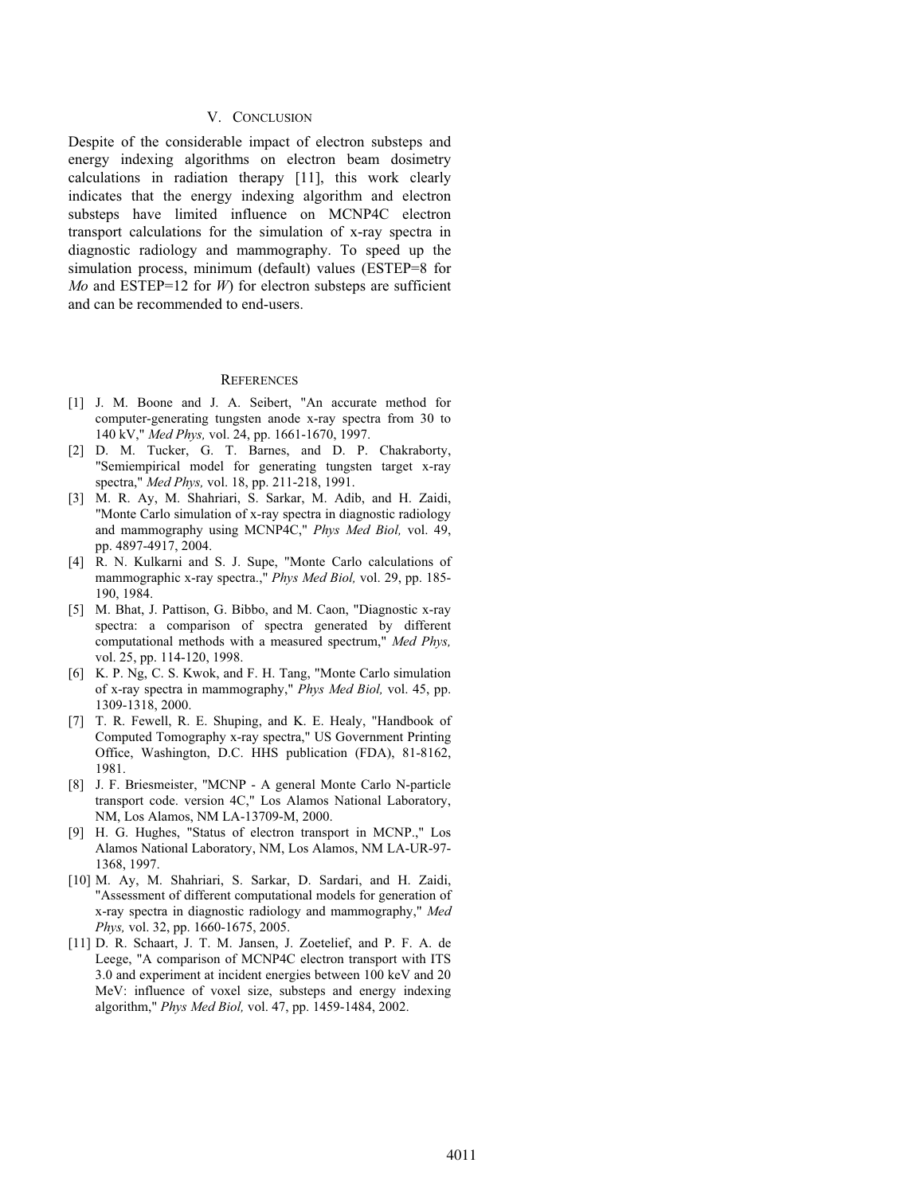## V. Conclusion

Despite of the considerable impact of electron substeps and energy indexing algorithms on electron beam dosimetry calculations in radiation therapy [11], this work clearly indicates that the energy indexing algorithm and electron substeps have limited influence on MCNP4C electron transport calculations for the simulation of x-ray spectra in diagnostic radiology and mammography. To speed up the simulation process, minimum (default) values (ESTEP=8 for *Mo* and ESTEP=12 for *W*) for electron substeps are sufficient and can be recommended to end-users.

## References

[1] J. M. Boone and J. A. Seibert, "An accurate method for computer-generating tungsten anode x-ray spectra from 30 to 140 kV," *Med Phys,* vol. 24, pp. 1661-1670, 1997.

[2] D. M. Tucker, G. T. Barnes, and D. P. Chakraborty, "Semiempirical model for generating tungsten target x-ray spectra," *Med Phys,* vol. 18, pp. 211-218, 1991.

[3] M. R. Ay, M. Shahriari, S. Sarkar, M. Adib, and H. Zaidi, "Monte Carlo simulation of x-ray spectra in diagnostic radiology and mammography using MCNP4C," *Phys Med Biol,* vol. 49, pp. 4897-4917, 2004.

[4] R. N. Kulkarni and S. J. Supe, "Monte Carlo calculations of mammographic x-ray spectra.," *Phys Med Biol,* vol. 29, pp. 185-190, 1984.

[5] M. Bhat, J. Pattison, G. Bibbo, and M. Caon, "Diagnostic x-ray spectra: a comparison of spectra generated by different computational methods with a measured spectrum," *Med Phys,* vol. 25, pp. 114-120, 1998.

[6] K. P. Ng, C. S. Kwok, and F. H. Tang, "Monte Carlo simulation of x-ray spectra in mammography," *Phys Med Biol,* vol. 45, pp. 1309-1318, 2000.

[7] T. R. Fewell, R. E. Shuping, and K. E. Healy, "Handbook of Computed Tomography x-ray spectra," US Government Printing Office, Washington, D.C. HHS publication (FDA), 81-8162, 1981.

[8] J. F. Briesmeister, "MCNP - A general Monte Carlo N-particle transport code. version 4C," Los Alamos National Laboratory, NM, Los Alamos, NM LA-13709-M, 2000.

[9] H. G. Hughes, "Status of electron transport in MCNP.," Los Alamos National Laboratory, NM, Los Alamos, NM LA-UR-97-1368, 1997.

[10] M. Ay, M. Shahriari, S. Sarkar, D. Sardari, and H. Zaidi, "Assessment of different computational models for generation of x-ray spectra in diagnostic radiology and mammography," *Med Phys,* vol. 32, pp. 1660-1675, 2005.

[11] D. R. Schaart, J. T. M. Jansen, J. Zoetelief, and P. F. A. de Leege, "A comparison of MCNP4C electron transport with ITS 3.0 and experiment at incident energies between 100 keV and 20 MeV: influence of voxel size, substeps and energy indexing algorithm," *Phys Med Biol,* vol. 47, pp. 1459-1484, 2002.